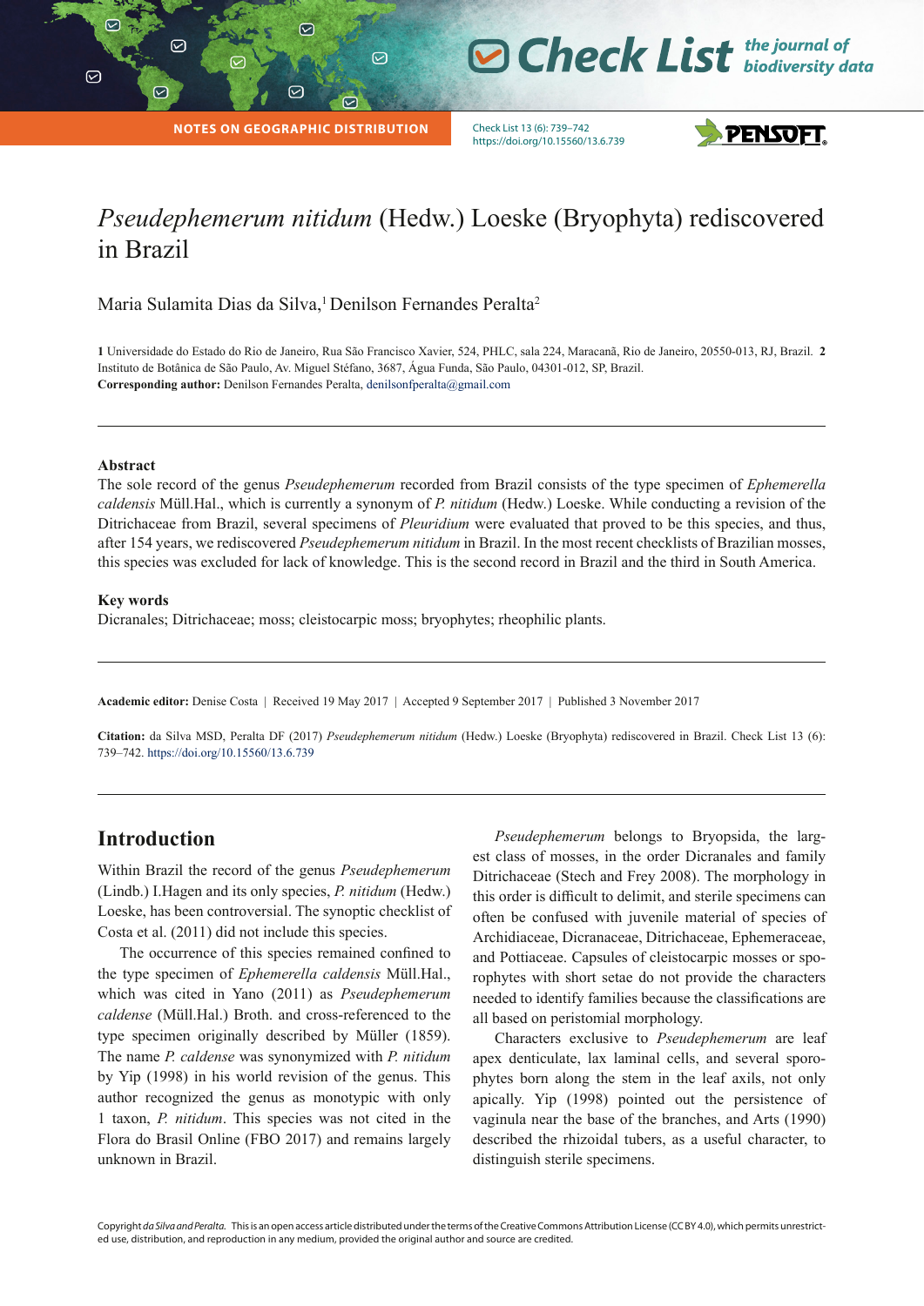NOTES ON GEOGRAPHIC DISTRIBUTION

# *Pseudephemerum nitidum* (Hedw.) Loeske (Bryophyta) rediscovered in Brazil

Maria Sulamita Dias da Silva,[1] Denilson Fernandes Peralta[2]

**1** Universidade do Estado do Rio de Janeiro, Rua São Francisco Xavier, 524, PHLC, sala 224, Maracanã, Rio de Janeiro, 20550-013, RJ, Brazil. **2** Instituto de Botânica de São Paulo, Av. Miguel Stéfano, 3687, Água Funda, São Paulo, 04301-012, SP, Brazil.
**Corresponding author:** Denilson Fernandes Peralta, denilsonfperalta@gmail.com

---

**Abstract**

The sole record of the genus *Pseudephemerum* recorded from Brazil consists of the type specimen of *Ephemerella caldensis* Müll.Hal., which is currently a synonym of *P. nitidum* (Hedw.) Loeske. While conducting a revision of the Ditrichaceae from Brazil, several specimens of *Pleuridium* were evaluated that proved to be this species, and thus, after 154 years, we rediscovered *Pseudephemerum nitidum* in Brazil. In the most recent checklists of Brazilian mosses, this species was excluded for lack of knowledge. This is the second record in Brazil and the third in South America.

**Key words**

Dicranales; Ditrichaceae; moss; cleistocarpic moss; bryophytes; rheophilic plants.

---

**Academic editor:** Denise Costa | Received 19 May 2017 | Accepted 9 September 2017 | Published 3 November 2017

**Citation:** da Silva MSD, Peralta DF (2017) *Pseudephemerum nitidum* (Hedw.) Loeske (Bryophyta) rediscovered in Brazil. Check List 13 (6): 739–742. https://doi.org/10.15560/13.6.739

---

## Introduction

Within Brazil the record of the genus *Pseudephemerum* (Lindb.) I.Hagen and its only species, *P. nitidum* (Hedw.) Loeske, has been controversial. The synoptic checklist of Costa et al. (2011) did not include this species.

The occurrence of this species remained confined to the type specimen of *Ephemerella caldensis* Müll.Hal., which was cited in Yano (2011) as *Pseudephemerum caldense* (Müll.Hal.) Broth. and cross-referenced to the type specimen originally described by Müller (1859). The name *P. caldense* was synonymized with *P. nitidum* by Yip (1998) in his world revision of the genus. This author recognized the genus as monotypic with only 1 taxon, *P. nitidum*. This species was not cited in the Flora do Brasil Online (FBO 2017) and remains largely unknown in Brazil.

*Pseudephemerum* belongs to Bryopsida, the largest class of mosses, in the order Dicranales and family Ditrichaceae (Stech and Frey 2008). The morphology in this order is difficult to delimit, and sterile specimens can often be confused with juvenile material of species of Archidiaceae, Dicranaceae, Ditrichaceae, Ephemeraceae, and Pottiaceae. Capsules of cleistocarpic mosses or sporophytes with short setae do not provide the characters needed to identify families because the classifications are all based on peristomial morphology.

Characters exclusive to *Pseudephemerum* are leaf apex denticulate, lax laminal cells, and several sporophytes born along the stem in the leaf axils, not only apically. Yip (1998) pointed out the persistence of vaginula near the base of the branches, and Arts (1990) described the rhizoidal tubers, as a useful character, to distinguish sterile specimens.

Copyright *da Silva and Peralta.* This is an open access article distributed under the terms of the Creative Commons Attribution License (CC BY 4.0), which permits unrestricted use, distribution, and reproduction in any medium, provided the original author and source are credited.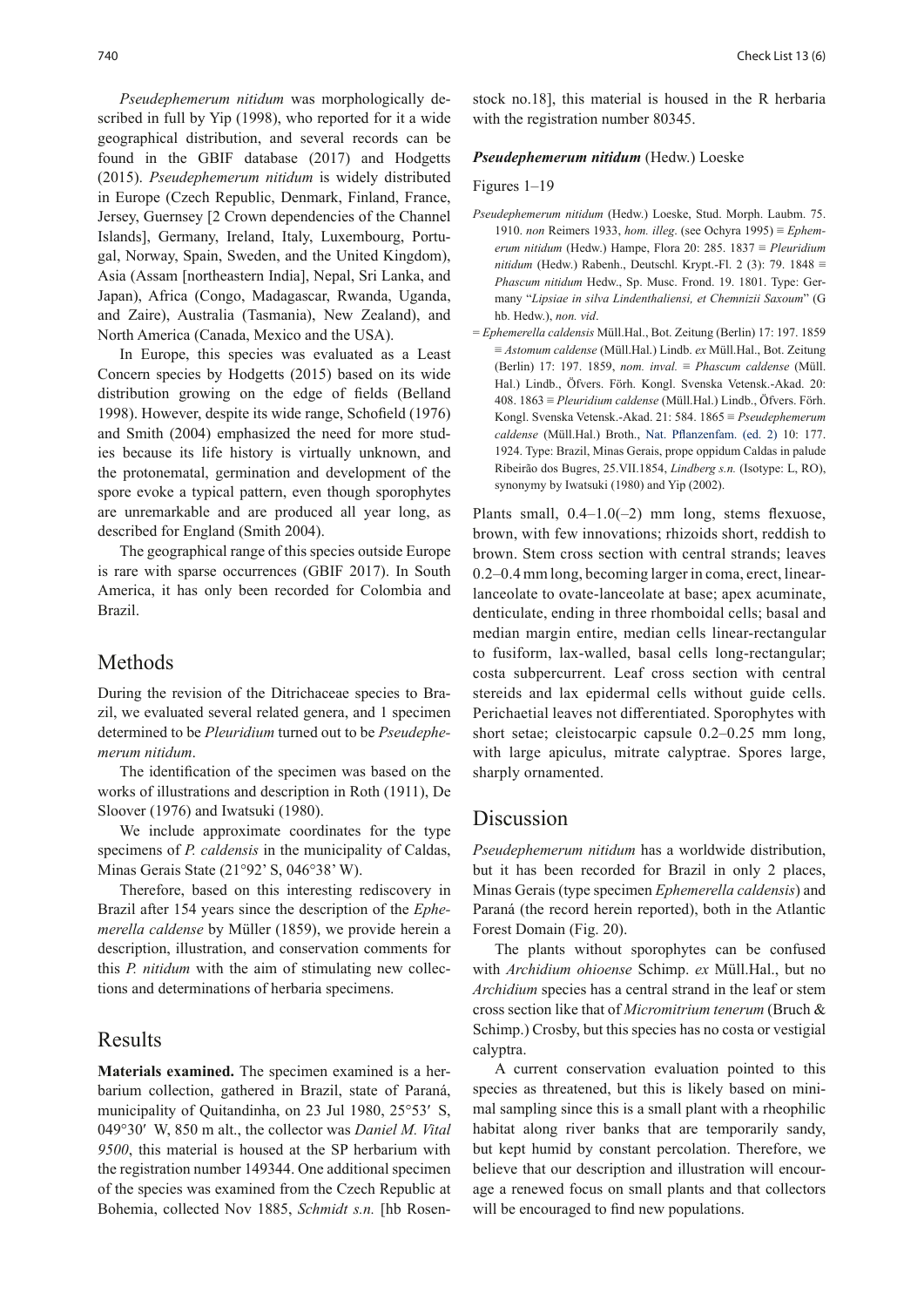*Pseudephemerum nitidum* was morphologically described in full by Yip (1998), who reported for it a wide geographical distribution, and several records can be found in the GBIF database (2017) and Hodgetts (2015). *Pseudephemerum nitidum* is widely distributed in Europe (Czech Republic, Denmark, Finland, France, Jersey, Guernsey [2 Crown dependencies of the Channel Islands], Germany, Ireland, Italy, Luxembourg, Portugal, Norway, Spain, Sweden, and the United Kingdom), Asia (Assam [northeastern India], Nepal, Sri Lanka, and Japan), Africa (Congo, Madagascar, Rwanda, Uganda, and Zaire), Australia (Tasmania), New Zealand), and North America (Canada, Mexico and the USA).

In Europe, this species was evaluated as a Least Concern species by Hodgetts (2015) based on its wide distribution growing on the edge of fields (Belland 1998). However, despite its wide range, Schofield (1976) and Smith (2004) emphasized the need for more studies because its life history is virtually unknown, and the protonematal, germination and development of the spore evoke a typical pattern, even though sporophytes are unremarkable and are produced all year long, as described for England (Smith 2004).

The geographical range of this species outside Europe is rare with sparse occurrences (GBIF 2017). In South America, it has only been recorded for Colombia and Brazil.

## Methods

During the revision of the Ditrichaceae species to Brazil, we evaluated several related genera, and 1 specimen determined to be *Pleuridium* turned out to be *Pseudephemerum nitidum*.

The identification of the specimen was based on the works of illustrations and description in Roth (1911), De Sloover (1976) and Iwatsuki (1980).

We include approximate coordinates for the type specimens of *P. caldensis* in the municipality of Caldas, Minas Gerais State (21°92' S, 046°38' W).

Therefore, based on this interesting rediscovery in Brazil after 154 years since the description of the *Ephemerella caldense* by Müller (1859), we provide herein a description, illustration, and conservation comments for this *P. nitidum* with the aim of stimulating new collections and determinations of herbaria specimens.

## Results

**Materials examined.** The specimen examined is a herbarium collection, gathered in Brazil, state of Paraná, municipality of Quitandinha, on 23 Jul 1980, 25°53′ S, 049°30′ W, 850 m alt., the collector was *Daniel M. Vital 9500*, this material is housed at the SP herbarium with the registration number 149344. One additional specimen of the species was examined from the Czech Republic at Bohemia, collected Nov 1885, *Schmidt s.n.* [hb Rosenstock no.18], this material is housed in the R herbaria with the registration number 80345.

***Pseudephemerum nitidum*** (Hedw.) Loeske

Figures 1–19

*Pseudephemerum nitidum* (Hedw.) Loeske, Stud. Morph. Laubm. 75. 1910. *non* Reimers 1933, *hom. illeg*. (see Ochyra 1995) ≡ *Ephemerum nitidum* (Hedw.) Hampe, Flora 20: 285. 1837 ≡ *Pleuridium nitidum* (Hedw.) Rabenh., Deutschl. Krypt.-Fl. 2 (3): 79. 1848 ≡ *Phascum nitidum* Hedw., Sp. Musc. Frond. 19. 1801. Type: Germany "*Lipsiae in silva Lindenthaliensi, et Chemnizii Saxoum*" (G hb. Hedw.), *non. vid*.

= *Ephemerella caldensis* Müll.Hal., Bot. Zeitung (Berlin) 17: 197. 1859 ≡ *Astomum caldense* (Müll.Hal.) Lindb. *ex* Müll.Hal., Bot. Zeitung (Berlin) 17: 197. 1859, *nom. inval.* ≡ *Phascum caldense* (Müll. Hal.) Lindb., Öfvers. Förh. Kongl. Svenska Vetensk.-Akad. 20: 408. 1863 ≡ *Pleuridium caldense* (Müll.Hal.) Lindb., Öfvers. Förh. Kongl. Svenska Vetensk.-Akad. 21: 584. 1865 ≡ *Pseudephemerum caldense* (Müll.Hal.) Broth., Nat. Pflanzenfam. (ed. 2) 10: 177. 1924. Type: Brazil, Minas Gerais, prope oppidum Caldas in palude Ribeirão dos Bugres, 25.VII.1854, *Lindberg s.n.* (Isotype: L, RO), synonymy by Iwatsuki (1980) and Yip (2002).

Plants small, 0.4–1.0(–2) mm long, stems flexuose, brown, with few innovations; rhizoids short, reddish to brown. Stem cross section with central strands; leaves 0.2–0.4 mm long, becoming larger in coma, erect, linear-lanceolate to ovate-lanceolate at base; apex acuminate, denticulate, ending in three rhomboidal cells; basal and median margin entire, median cells linear-rectangular to fusiform, lax-walled, basal cells long-rectangular; costa subpercurrent. Leaf cross section with central stereids and lax epidermal cells without guide cells. Perichaetial leaves not differentiated. Sporophytes with short setae; cleistocarpic capsule 0.2–0.25 mm long, with large apiculus, mitrate calyptrae. Spores large, sharply ornamented.

## Discussion

*Pseudephemerum nitidum* has a worldwide distribution, but it has been recorded for Brazil in only 2 places, Minas Gerais (type specimen *Ephemerella caldensis*) and Paraná (the record herein reported), both in the Atlantic Forest Domain (Fig. 20).

The plants without sporophytes can be confused with *Archidium ohioense* Schimp. *ex* Müll.Hal., but no *Archidium* species has a central strand in the leaf or stem cross section like that of *Micromitrium tenerum* (Bruch & Schimp.) Crosby, but this species has no costa or vestigial calyptra.

A current conservation evaluation pointed to this species as threatened, but this is likely based on minimal sampling since this is a small plant with a rheophilic habitat along river banks that are temporarily sandy, but kept humid by constant percolation. Therefore, we believe that our description and illustration will encourage a renewed focus on small plants and that collectors will be encouraged to find new populations.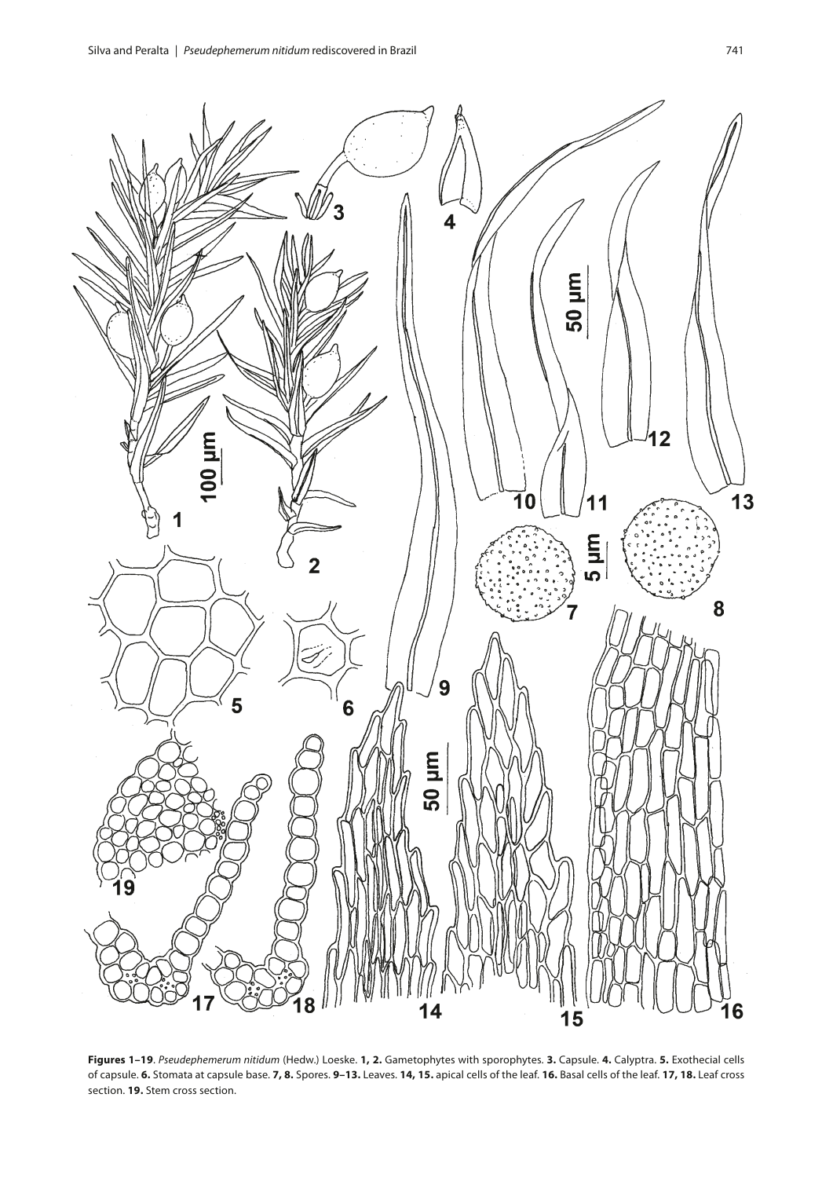**Figures 1–19**. *Pseudephemerum nitidum* (Hedw.) Loeske. **1, 2.** Gametophytes with sporophytes. **3.** Capsule. **4.** Calyptra. **5.** Exothecial cells of capsule. **6.** Stomata at capsule base. **7, 8.** Spores. **9–13.** Leaves. **14, 15.** apical cells of the leaf. **16.** Basal cells of the leaf. **17, 18.** Leaf cross section. **19.** Stem cross section.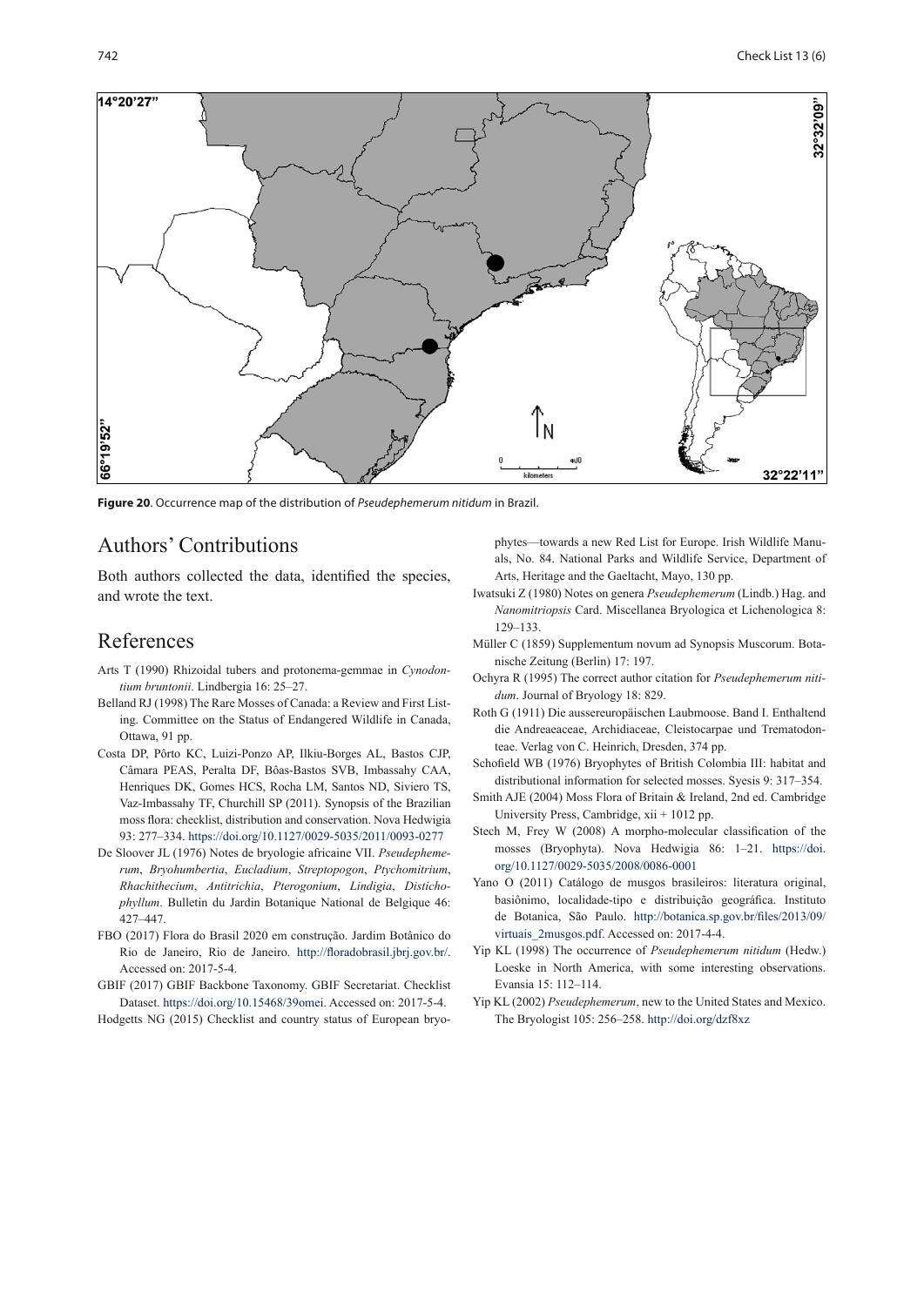14°20'27"

32°32'09"

66°19'52"

32°22'11"

N

0 400

kilometers

**Figure 20**. Occurrence map of the distribution of *Pseudephemerum nitidum* in Brazil.

## Authors' Contributions

Both authors collected the data, identified the species, and wrote the text.

## References

Arts T (1990) Rhizoidal tubers and protonema-gemmae in *Cynodontium bruntonii*. Lindbergia 16: 25–27.

Belland RJ (1998) The Rare Mosses of Canada: a Review and First Listing. Committee on the Status of Endangered Wildlife in Canada, Ottawa, 91 pp.

Costa DP, Pôrto KC, Luizi-Ponzo AP, Ilkiu-Borges AL, Bastos CJP, Câmara PEAS, Peralta DF, Bôas-Bastos SVB, Imbassahy CAA, Henriques DK, Gomes HCS, Rocha LM, Santos ND, Siviero TS, Vaz-Imbassahy TF, Churchill SP (2011). Synopsis of the Brazilian moss flora: checklist, distribution and conservation. Nova Hedwigia 93: 277–334. https://doi.org/10.1127/0029-5035/2011/0093-0277

De Sloover JL (1976) Notes de bryologie africaine VII. *Pseudephemerum*, *Bryohumbertia*, *Eucladium*, *Streptopogon*, *Ptychomitrium*, *Rhachithecium*, *Antitrichia*, *Pterogonium*, *Lindigia*, *Distichophyllum*. Bulletin du Jardin Botanique National de Belgique 46: 427–447.

FBO (2017) Flora do Brasil 2020 em construção. Jardim Botânico do Rio de Janeiro, Rio de Janeiro. http://floradobrasil.jbrj.gov.br/. Accessed on: 2017-5-4.

GBIF (2017) GBIF Backbone Taxonomy. GBIF Secretariat. Checklist Dataset. https://doi.org/10.15468/39omei. Accessed on: 2017-5-4.

Hodgetts NG (2015) Checklist and country status of European bryophytes—towards a new Red List for Europe. Irish Wildlife Manuals, No. 84. National Parks and Wildlife Service, Department of Arts, Heritage and the Gaeltacht, Mayo, 130 pp.

Iwatsuki Z (1980) Notes on genera *Pseudephemerum* (Lindb.) Hag. and *Nanomitriopsis* Card. Miscellanea Bryologica et Lichenologica 8: 129–133.

Müller C (1859) Supplementum novum ad Synopsis Muscorum. Botanische Zeitung (Berlin) 17: 197.

Ochyra R (1995) The correct author citation for *Pseudephemerum nitidum*. Journal of Bryology 18: 829.

Roth G (1911) Die aussereuropäischen Laubmoose. Band I. Enthaltend die Andreaeaceae, Archidiaceae, Cleistocarpae und Trematodonteae. Verlag von C. Heinrich, Dresden, 374 pp.

Schofield WB (1976) Bryophytes of British Colombia III: habitat and distributional information for selected mosses. Syesis 9: 317–354.

Smith AJE (2004) Moss Flora of Britain & Ireland, 2nd ed. Cambridge University Press, Cambridge, xii + 1012 pp.

Stech M, Frey W (2008) A morpho-molecular classification of the mosses (Bryophyta). Nova Hedwigia 86: 1–21. https://doi.org/10.1127/0029-5035/2008/0086-0001

Yano O (2011) Catálogo de musgos brasileiros: literatura original, basiônimo, localidade-tipo e distribuição geográfica. Instituto de Botanica, São Paulo. http://botanica.sp.gov.br/files/2013/09/virtuais_2musgos.pdf. Accessed on: 2017-4-4.

Yip KL (1998) The occurrence of *Pseudephemerum nitidum* (Hedw.) Loeske in North America, with some interesting observations. Evansia 15: 112–114.

Yip KL (2002) *Pseudephemerum*, new to the United States and Mexico. The Bryologist 105: 256–258. http://doi.org/dzf8xz